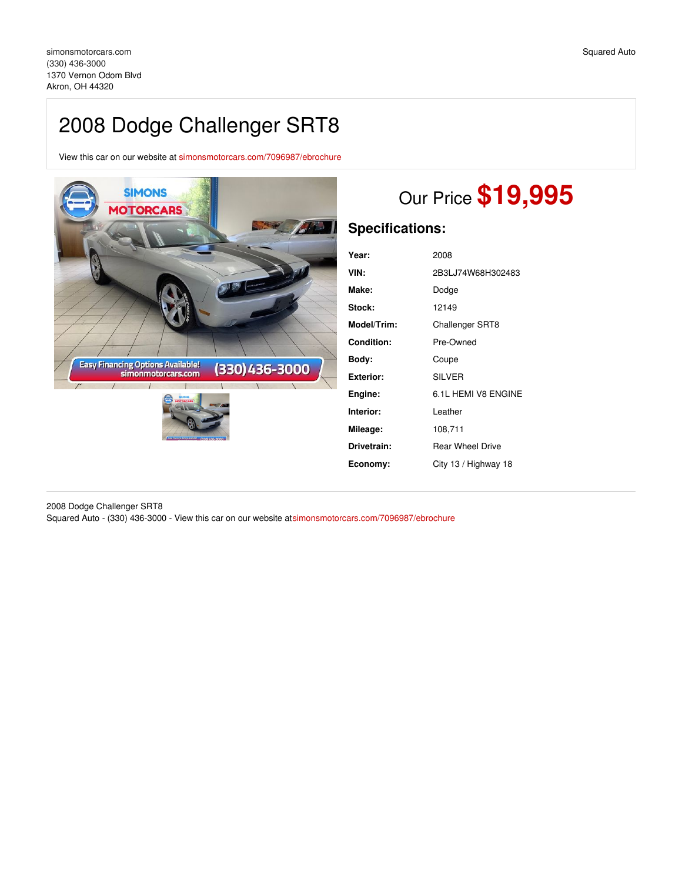simonsmotorcars.com
(330) 436-3000
1370 Vernon Odom Blvd
Akron, OH 44320

Squared Auto

# 2008 Dodge Challenger SRT8

View this car on our website at simonsmotorcars.com/7096987/ebrochure

## Our Price **$19,995**

### Specifications:

| | |
|---|---|
| **Year:** | 2008 |
| **VIN:** | 2B3LJ74W68H302483 |
| **Make:** | Dodge |
| **Stock:** | 12149 |
| **Model/Trim:** | Challenger SRT8 |
| **Condition:** | Pre-Owned |
| **Body:** | Coupe |
| **Exterior:** | SILVER |
| **Engine:** | 6.1L HEMI V8 ENGINE |
| **Interior:** | Leather |
| **Mileage:** | 108,711 |
| **Drivetrain:** | Rear Wheel Drive |
| **Economy:** | City 13 / Highway 18 |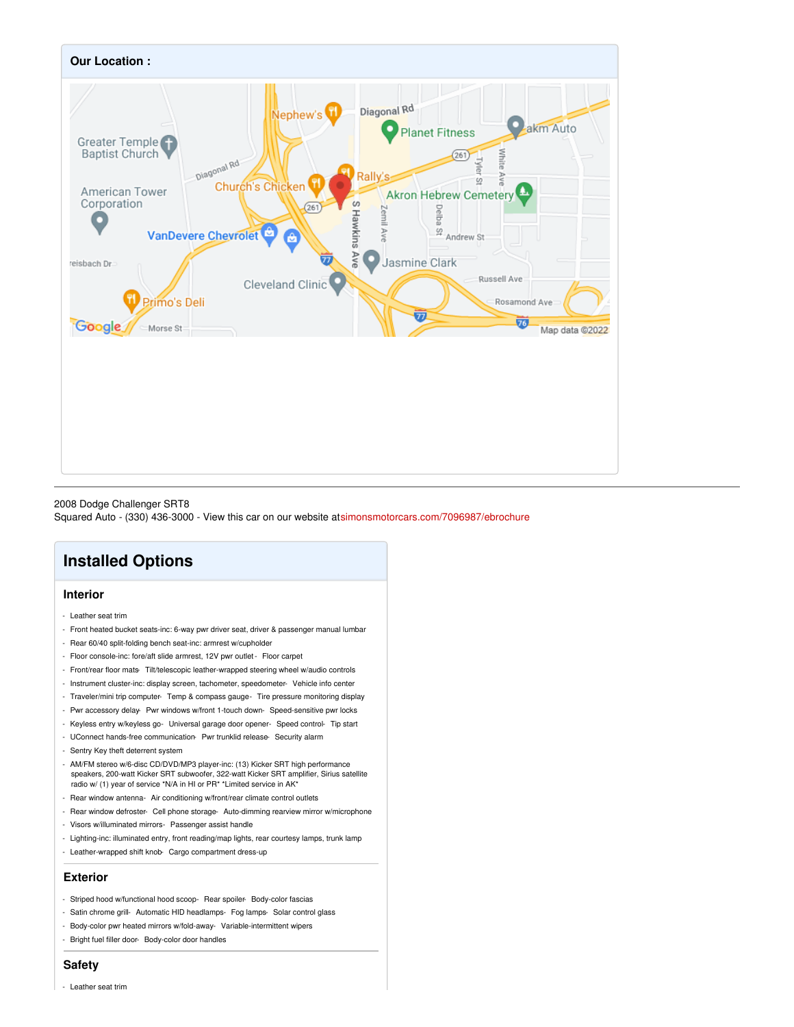## Our Location :

2008 Dodge Challenger SRT8
Squared Auto - (330) 436-3000 - View this car on our website atsimonsmotorcars.com/7096987/ebrochure

# Installed Options

## Interior

- Leather seat trim
- Front heated bucket seats-inc: 6-way pwr driver seat, driver & passenger manual lumbar
- Rear 60/40 split-folding bench seat-inc: armrest w/cupholder
- Floor console-inc: fore/aft slide armrest, 12V pwr outlet - Floor carpet
- Front/rear floor mats- Tilt/telescopic leather-wrapped steering wheel w/audio controls
- Instrument cluster-inc: display screen, tachometer, speedometer- Vehicle info center
- Traveler/mini trip computer- Temp & compass gauge- Tire pressure monitoring display
- Pwr accessory delay- Pwr windows w/front 1-touch down- Speed-sensitive pwr locks
- Keyless entry w/keyless go- Universal garage door opener- Speed control- Tip start
- UConnect hands-free communication- Pwr trunklid release- Security alarm
- Sentry Key theft deterrent system
- AM/FM stereo w/6-disc CD/DVD/MP3 player-inc: (13) Kicker SRT high performance speakers, 200-watt Kicker SRT subwoofer, 322-watt Kicker SRT amplifier, Sirius satellite radio w/ (1) year of service *N/A in HI or PR* *Limited service in AK*
- Rear window antenna- Air conditioning w/front/rear climate control outlets
- Rear window defroster- Cell phone storage- Auto-dimming rearview mirror w/microphone
- Visors w/illuminated mirrors- Passenger assist handle
- Lighting-inc: illuminated entry, front reading/map lights, rear courtesy lamps, trunk lamp
- Leather-wrapped shift knob- Cargo compartment dress-up

## Exterior

- Striped hood w/functional hood scoop- Rear spoiler- Body-color fascias
- Satin chrome grill- Automatic HID headlamps- Fog lamps- Solar control glass
- Body-color pwr heated mirrors w/fold-away- Variable-intermittent wipers
- Bright fuel filler door- Body-color door handles

## Safety

- Leather seat trim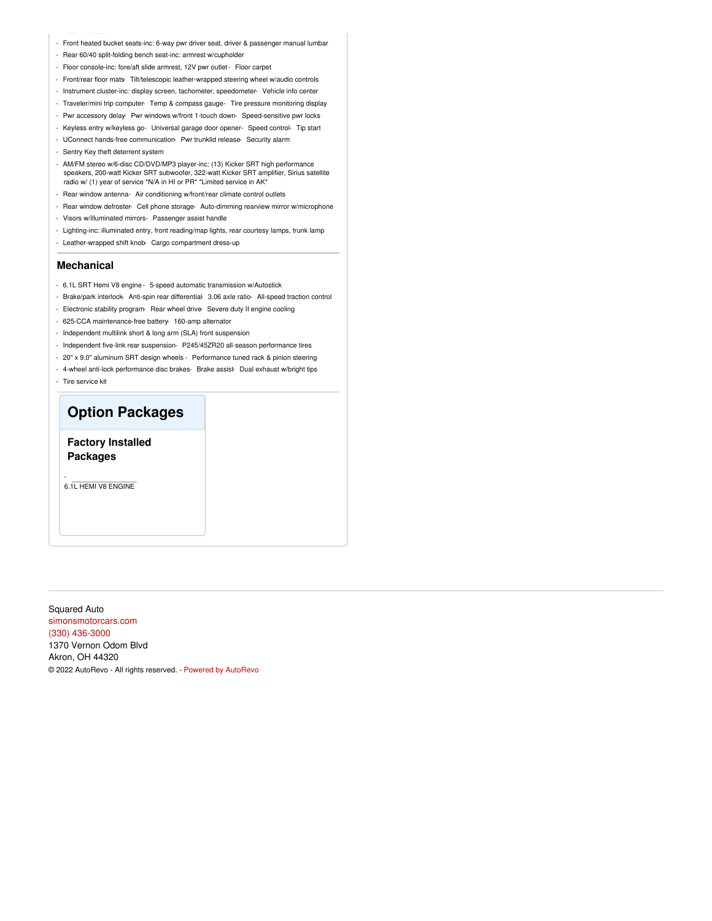- Front heated bucket seats-inc: 6-way pwr driver seat, driver & passenger manual lumbar
- Rear 60/40 split-folding bench seat-inc: armrest w/cupholder
- Floor console-inc: fore/aft slide armrest, 12V pwr outlet - Floor carpet
- Front/rear floor mats - Tilt/telescopic leather-wrapped steering wheel w/audio controls
- Instrument cluster-inc: display screen, tachometer, speedometer - Vehicle info center
- Traveler/mini trip computer - Temp & compass gauge - Tire pressure monitoring display
- Pwr accessory delay - Pwr windows w/front 1-touch down - Speed-sensitive pwr locks
- Keyless entry w/keyless go - Universal garage door opener - Speed control - Tip start
- UConnect hands-free communication - Pwr trunklid release - Security alarm
- Sentry Key theft deterrent system
- AM/FM stereo w/6-disc CD/DVD/MP3 player-inc: (13) Kicker SRT high performance speakers, 200-watt Kicker SRT subwoofer, 322-watt Kicker SRT amplifier, Sirius satellite radio w/ (1) year of service *N/A in HI or PR* *Limited service in AK*
- Rear window antenna - Air conditioning w/front/rear climate control outlets
- Rear window defroster - Cell phone storage - Auto-dimming rearview mirror w/microphone
- Visors w/illuminated mirrors - Passenger assist handle
- Lighting-inc: illuminated entry, front reading/map lights, rear courtesy lamps, trunk lamp
- Leather-wrapped shift knob - Cargo compartment dress-up

## Mechanical

- 6.1L SRT Hemi V8 engine - 5-speed automatic transmission w/Autostick
- Brake/park interlock - Anti-spin rear differential - 3.06 axle ratio - All-speed traction control
- Electronic stability program - Rear wheel drive - Severe duty II engine cooling
- 625-CCA maintenance-free battery - 160-amp alternator
- Independent multilink short & long arm (SLA) front suspension
- Independent five-link rear suspension - P245/45ZR20 all-season performance tires
- 20" x 9.0" aluminum SRT design wheels - Performance tuned rack & pinion steering
- 4-wheel anti-lock performance disc brakes - Brake assist - Dual exhaust w/bright tips
- Tire service kit

## Option Packages

### Factory Installed Packages

- 6.1L HEMI V8 ENGINE

Squared Auto
simonsmotorcars.com
(330) 436-3000
1370 Vernon Odom Blvd
Akron, OH 44320
© 2022 AutoRevo - All rights reserved. - Powered by AutoRevo